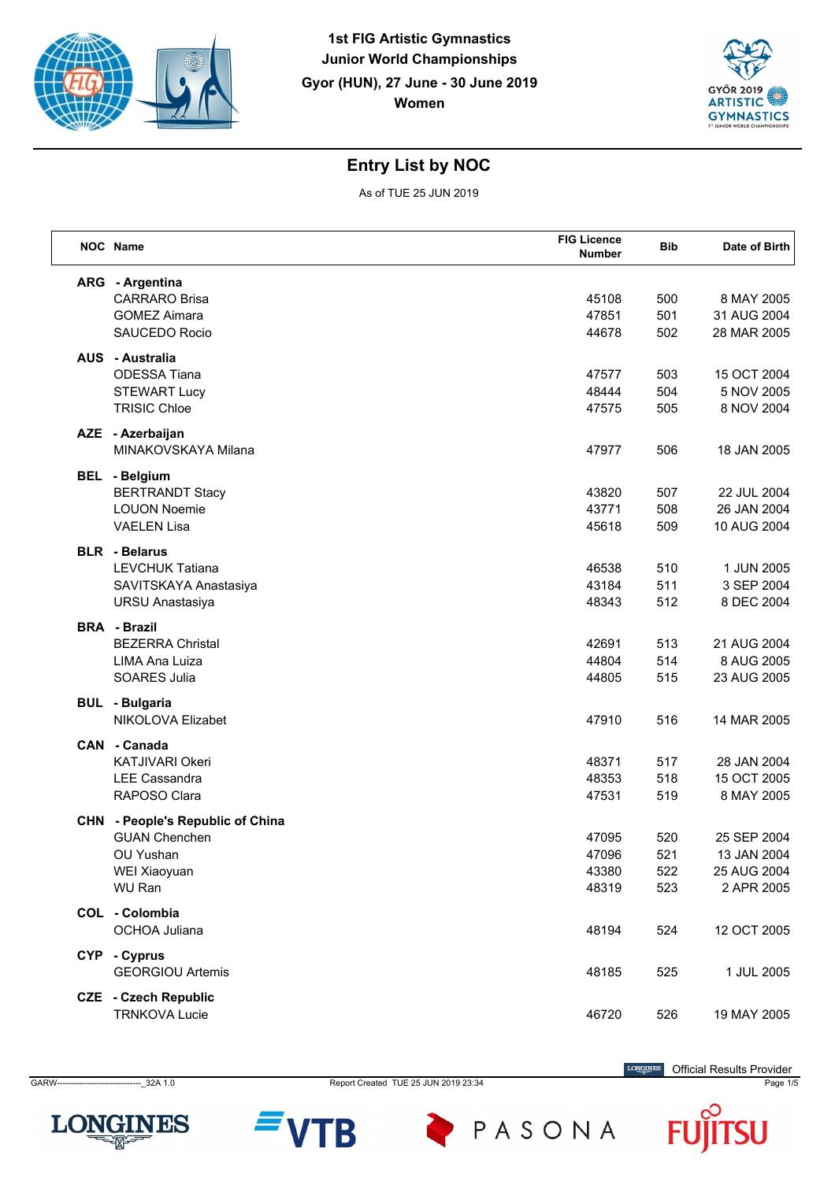**1st FIG Artistic Gymnastics**
**Junior World Championships**
**Gyor (HUN), 27 June - 30 June 2019**
**Women**

## Entry List by NOC

As of TUE 25 JUN 2019

| NOC | Name | FIG Licence Number | Bib | Date of Birth |
|---|---|---|---|---|
| **ARG** | **- Argentina** | | | |
| | CARRARO Brisa | 45108 | 500 | 8 MAY 2005 |
| | GOMEZ Aimara | 47851 | 501 | 31 AUG 2004 |
| | SAUCEDO Rocio | 44678 | 502 | 28 MAR 2005 |
| **AUS** | **- Australia** | | | |
| | ODESSA Tiana | 47577 | 503 | 15 OCT 2004 |
| | STEWART Lucy | 48444 | 504 | 5 NOV 2005 |
| | TRISIC Chloe | 47575 | 505 | 8 NOV 2004 |
| **AZE** | **- Azerbaijan** | | | |
| | MINAKOVSKAYA Milana | 47977 | 506 | 18 JAN 2005 |
| **BEL** | **- Belgium** | | | |
| | BERTRANDT Stacy | 43820 | 507 | 22 JUL 2004 |
| | LOUON Noemie | 43771 | 508 | 26 JAN 2004 |
| | VAELEN Lisa | 45618 | 509 | 10 AUG 2004 |
| **BLR** | **- Belarus** | | | |
| | LEVCHUK Tatiana | 46538 | 510 | 1 JUN 2005 |
| | SAVITSKAYA Anastasiya | 43184 | 511 | 3 SEP 2004 |
| | URSU Anastasiya | 48343 | 512 | 8 DEC 2004 |
| **BRA** | **- Brazil** | | | |
| | BEZERRA Christal | 42691 | 513 | 21 AUG 2004 |
| | LIMA Ana Luiza | 44804 | 514 | 8 AUG 2005 |
| | SOARES Julia | 44805 | 515 | 23 AUG 2005 |
| **BUL** | **- Bulgaria** | | | |
| | NIKOLOVA Elizabet | 47910 | 516 | 14 MAR 2005 |
| **CAN** | **- Canada** | | | |
| | KATJIVARI Okeri | 48371 | 517 | 28 JAN 2004 |
| | LEE Cassandra | 48353 | 518 | 15 OCT 2005 |
| | RAPOSO Clara | 47531 | 519 | 8 MAY 2005 |
| **CHN** | **- People's Republic of China** | | | |
| | GUAN Chenchen | 47095 | 520 | 25 SEP 2004 |
| | OU Yushan | 47096 | 521 | 13 JAN 2004 |
| | WEI Xiaoyuan | 43380 | 522 | 25 AUG 2004 |
| | WU Ran | 48319 | 523 | 2 APR 2005 |
| **COL** | **- Colombia** | | | |
| | OCHOA Juliana | 48194 | 524 | 12 OCT 2005 |
| **CYP** | **- Cyprus** | | | |
| | GEORGIOU Artemis | 48185 | 525 | 1 JUL 2005 |
| **CZE** | **- Czech Republic** | | | |
| | TRNKOVA Lucie | 46720 | 526 | 19 MAY 2005 |

Official Results Provider

GARW------------------------------_32A 1.0 Report Created TUE 25 JUN 2019 23:34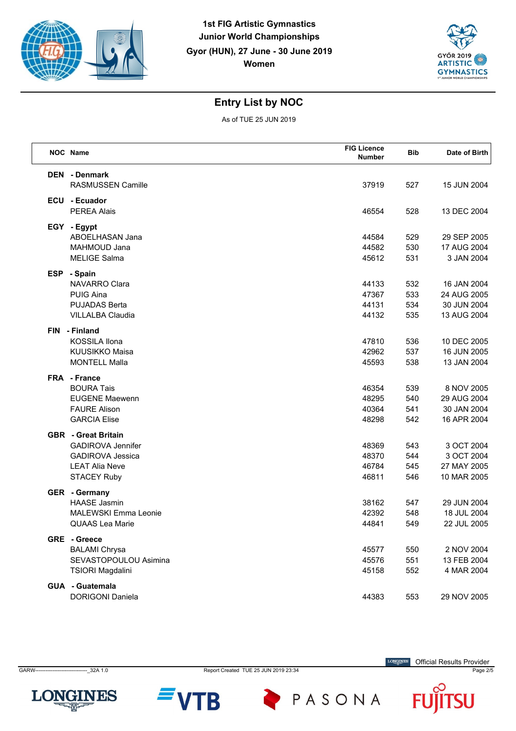**1st FIG Artistic Gymnastics**
**Junior World Championships**
**Gyor (HUN), 27 June - 30 June 2019**
**Women**

## Entry List by NOC

As of TUE 25 JUN 2019

| NOC | Name | FIG Licence Number | Bib | Date of Birth |
|---|---|---|---|---|
| **DEN** | **- Denmark** | | | |
| | RASMUSSEN Camille | 37919 | 527 | 15 JUN 2004 |
| **ECU** | **- Ecuador** | | | |
| | PEREA Alais | 46554 | 528 | 13 DEC 2004 |
| **EGY** | **- Egypt** | | | |
| | ABOELHASAN Jana | 44584 | 529 | 29 SEP 2005 |
| | MAHMOUD Jana | 44582 | 530 | 17 AUG 2004 |
| | MELIGE Salma | 45612 | 531 | 3 JAN 2004 |
| **ESP** | **- Spain** | | | |
| | NAVARRO Clara | 44133 | 532 | 16 JAN 2004 |
| | PUIG Aina | 47367 | 533 | 24 AUG 2005 |
| | PUJADAS Berta | 44131 | 534 | 30 JUN 2004 |
| | VILLALBA Claudia | 44132 | 535 | 13 AUG 2004 |
| **FIN** | **- Finland** | | | |
| | KOSSILA Ilona | 47810 | 536 | 10 DEC 2005 |
| | KUUSIKKO Maisa | 42962 | 537 | 16 JUN 2005 |
| | MONTELL Malla | 45593 | 538 | 13 JAN 2004 |
| **FRA** | **- France** | | | |
| | BOURA Tais | 46354 | 539 | 8 NOV 2005 |
| | EUGENE Maewenn | 48295 | 540 | 29 AUG 2004 |
| | FAURE Alison | 40364 | 541 | 30 JAN 2004 |
| | GARCIA Elise | 48298 | 542 | 16 APR 2004 |
| **GBR** | **- Great Britain** | | | |
| | GADIROVA Jennifer | 48369 | 543 | 3 OCT 2004 |
| | GADIROVA Jessica | 48370 | 544 | 3 OCT 2004 |
| | LEAT Alia Neve | 46784 | 545 | 27 MAY 2005 |
| | STACEY Ruby | 46811 | 546 | 10 MAR 2005 |
| **GER** | **- Germany** | | | |
| | HAASE Jasmin | 38162 | 547 | 29 JUN 2004 |
| | MALEWSKI Emma Leonie | 42392 | 548 | 18 JUL 2004 |
| | QUAAS Lea Marie | 44841 | 549 | 22 JUL 2005 |
| **GRE** | **- Greece** | | | |
| | BALAMI Chrysa | 45577 | 550 | 2 NOV 2004 |
| | SEVASTOPOULOU Asimina | 45576 | 551 | 13 FEB 2004 |
| | TSIORI Magdalini | 45158 | 552 | 4 MAR 2004 |
| **GUA** | **- Guatemala** | | | |
| | DORIGONI Daniela | 44383 | 553 | 29 NOV 2005 |

GARW------------------------------_32A 1.0    Report Created TUE 25 JUN 2019 23:34    Official Results Provider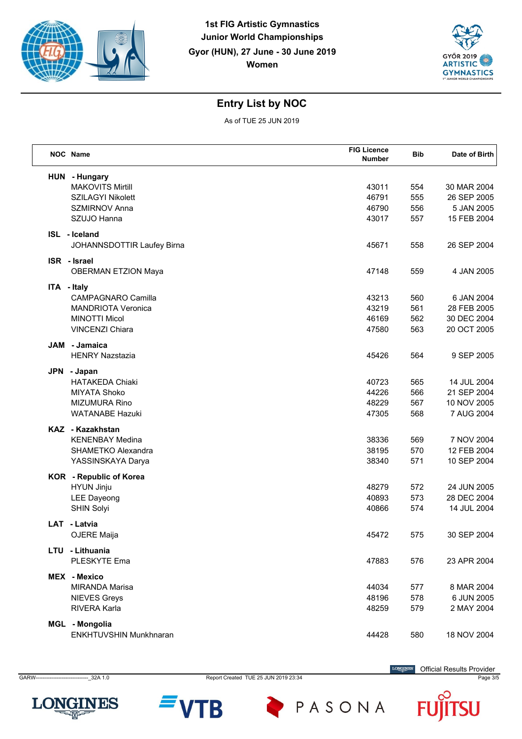1st FIG Artistic Gymnastics Junior World Championships
Gyor (HUN), 27 June - 30 June 2019
Women

## Entry List by NOC

As of TUE 25 JUN 2019

| NOC | Name | FIG Licence Number | Bib | Date of Birth |
|---|---|---|---|---|
| **HUN** | **- Hungary** | | | |
| | MAKOVITS Mirtill | 43011 | 554 | 30 MAR 2004 |
| | SZILAGYI Nikolett | 46791 | 555 | 26 SEP 2005 |
| | SZMIRNOV Anna | 46790 | 556 | 5 JAN 2005 |
| | SZUJO Hanna | 43017 | 557 | 15 FEB 2004 |
| **ISL** | **- Iceland** | | | |
| | JOHANNSDOTTIR Laufey Birna | 45671 | 558 | 26 SEP 2004 |
| **ISR** | **- Israel** | | | |
| | OBERMAN ETZION Maya | 47148 | 559 | 4 JAN 2005 |
| **ITA** | **- Italy** | | | |
| | CAMPAGNARO Camilla | 43213 | 560 | 6 JAN 2004 |
| | MANDRIOTA Veronica | 43219 | 561 | 28 FEB 2005 |
| | MINOTTI Micol | 46169 | 562 | 30 DEC 2004 |
| | VINCENZI Chiara | 47580 | 563 | 20 OCT 2005 |
| **JAM** | **- Jamaica** | | | |
| | HENRY Nazstazia | 45426 | 564 | 9 SEP 2005 |
| **JPN** | **- Japan** | | | |
| | HATAKEDA Chiaki | 40723 | 565 | 14 JUL 2004 |
| | MIYATA Shoko | 44226 | 566 | 21 SEP 2004 |
| | MIZUMURA Rino | 48229 | 567 | 10 NOV 2005 |
| | WATANABE Hazuki | 47305 | 568 | 7 AUG 2004 |
| **KAZ** | **- Kazakhstan** | | | |
| | KENENBAY Medina | 38336 | 569 | 7 NOV 2004 |
| | SHAMETKO Alexandra | 38195 | 570 | 12 FEB 2004 |
| | YASSINSKAYA Darya | 38340 | 571 | 10 SEP 2004 |
| **KOR** | **- Republic of Korea** | | | |
| | HYUN Jinju | 48279 | 572 | 24 JUN 2005 |
| | LEE Dayeong | 40893 | 573 | 28 DEC 2004 |
| | SHIN Solyi | 40866 | 574 | 14 JUL 2004 |
| **LAT** | **- Latvia** | | | |
| | OJERE Maija | 45472 | 575 | 30 SEP 2004 |
| **LTU** | **- Lithuania** | | | |
| | PLESKYTE Ema | 47883 | 576 | 23 APR 2004 |
| **MEX** | **- Mexico** | | | |
| | MIRANDA Marisa | 44034 | 577 | 8 MAR 2004 |
| | NIEVES Greys | 48196 | 578 | 6 JUN 2005 |
| | RIVERA Karla | 48259 | 579 | 2 MAY 2004 |
| **MGL** | **- Mongolia** | | | |
| | ENKHTUVSHIN Munkhnaran | 44428 | 580 | 18 NOV 2004 |

GARW------------------------------_32A 1.0 Report Created TUE 25 JUN 2019 23:34

Official Results Provider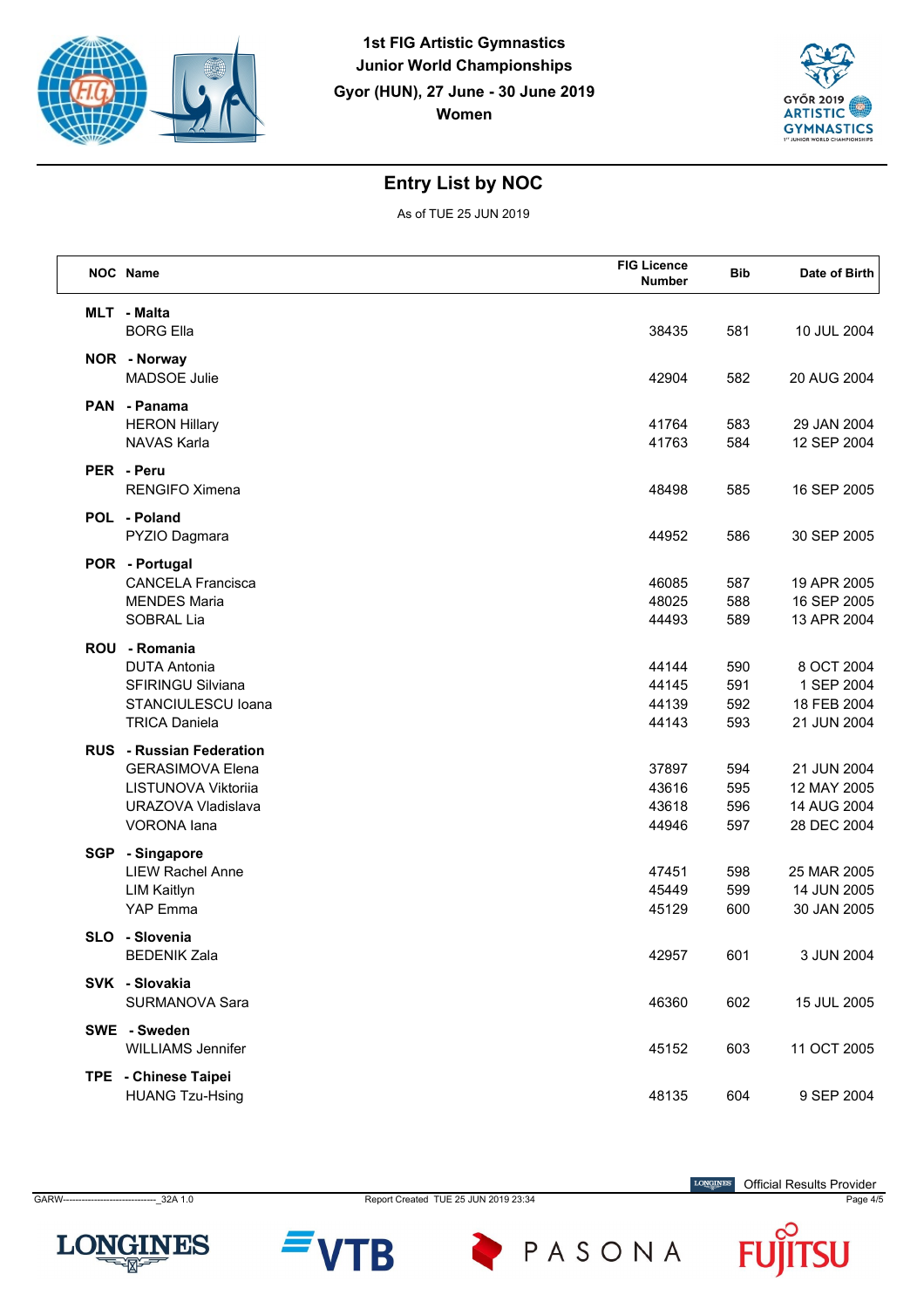1st FIG Artistic Gymnastics
Junior World Championships
Gyor (HUN), 27 June - 30 June 2019
Women

## Entry List by NOC

As of TUE 25 JUN 2019

| NOC | Name | FIG Licence Number | Bib | Date of Birth |
|---|---|---|---|---|
| **MLT** | **- Malta** | | | |
| | BORG Ella | 38435 | 581 | 10 JUL 2004 |
| **NOR** | **- Norway** | | | |
| | MADSOE Julie | 42904 | 582 | 20 AUG 2004 |
| **PAN** | **- Panama** | | | |
| | HERON Hillary | 41764 | 583 | 29 JAN 2004 |
| | NAVAS Karla | 41763 | 584 | 12 SEP 2004 |
| **PER** | **- Peru** | | | |
| | RENGIFO Ximena | 48498 | 585 | 16 SEP 2005 |
| **POL** | **- Poland** | | | |
| | PYZIO Dagmara | 44952 | 586 | 30 SEP 2005 |
| **POR** | **- Portugal** | | | |
| | CANCELA Francisca | 46085 | 587 | 19 APR 2005 |
| | MENDES Maria | 48025 | 588 | 16 SEP 2005 |
| | SOBRAL Lia | 44493 | 589 | 13 APR 2004 |
| **ROU** | **- Romania** | | | |
| | DUTA Antonia | 44144 | 590 | 8 OCT 2004 |
| | SFIRINGU Silviana | 44145 | 591 | 1 SEP 2004 |
| | STANCIULESCU Ioana | 44139 | 592 | 18 FEB 2004 |
| | TRICA Daniela | 44143 | 593 | 21 JUN 2004 |
| **RUS** | **- Russian Federation** | | | |
| | GERASIMOVA Elena | 37897 | 594 | 21 JUN 2004 |
| | LISTUNOVA Viktoriia | 43616 | 595 | 12 MAY 2005 |
| | URAZOVA Vladislava | 43618 | 596 | 14 AUG 2004 |
| | VORONA Iana | 44946 | 597 | 28 DEC 2004 |
| **SGP** | **- Singapore** | | | |
| | LIEW Rachel Anne | 47451 | 598 | 25 MAR 2005 |
| | LIM Kaitlyn | 45449 | 599 | 14 JUN 2005 |
| | YAP Emma | 45129 | 600 | 30 JAN 2005 |
| **SLO** | **- Slovenia** | | | |
| | BEDENIK Zala | 42957 | 601 | 3 JUN 2004 |
| **SVK** | **- Slovakia** | | | |
| | SURMANOVA Sara | 46360 | 602 | 15 JUL 2005 |
| **SWE** | **- Sweden** | | | |
| | WILLIAMS Jennifer | 45152 | 603 | 11 OCT 2005 |
| **TPE** | **- Chinese Taipei** | | | |
| | HUANG Tzu-Hsing | 48135 | 604 | 9 SEP 2004 |

GARW-------------------------------_32A 1.0 Report Created TUE 25 JUN 2019 23:34

Official Results Provider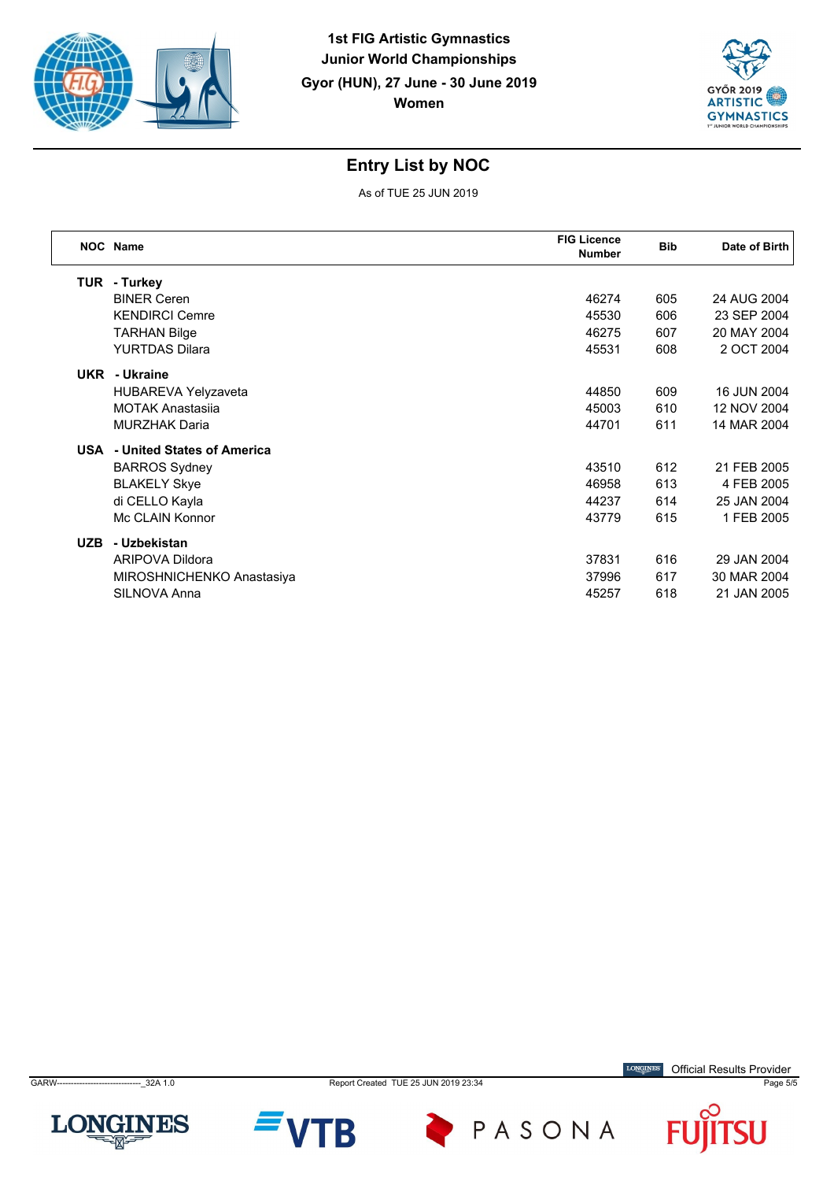**1st FIG Artistic Gymnastics**
**Junior World Championships**
**Gyor (HUN), 27 June - 30 June 2019**
**Women**

## Entry List by NOC

As of TUE 25 JUN 2019

| NOC | Name | FIG Licence Number | Bib | Date of Birth |
|---|---|---|---|---|
| **TUR** | **- Turkey** | | | |
| | BINER Ceren | 46274 | 605 | 24 AUG 2004 |
| | KENDIRCI Cemre | 45530 | 606 | 23 SEP 2004 |
| | TARHAN Bilge | 46275 | 607 | 20 MAY 2004 |
| | YURTDAS Dilara | 45531 | 608 | 2 OCT 2004 |
| **UKR** | **- Ukraine** | | | |
| | HUBAREVA Yelyzaveta | 44850 | 609 | 16 JUN 2004 |
| | MOTAK Anastasiia | 45003 | 610 | 12 NOV 2004 |
| | MURZHAK Daria | 44701 | 611 | 14 MAR 2004 |
| **USA** | **- United States of America** | | | |
| | BARROS Sydney | 43510 | 612 | 21 FEB 2005 |
| | BLAKELY Skye | 46958 | 613 | 4 FEB 2005 |
| | di CELLO Kayla | 44237 | 614 | 25 JAN 2004 |
| | Mc CLAIN Konnor | 43779 | 615 | 1 FEB 2005 |
| **UZB** | **- Uzbekistan** | | | |
| | ARIPOVA Dildora | 37831 | 616 | 29 JAN 2004 |
| | MIROSHNICHENKO Anastasiya | 37996 | 617 | 30 MAR 2004 |
| | SILNOVA Anna | 45257 | 618 | 21 JAN 2005 |